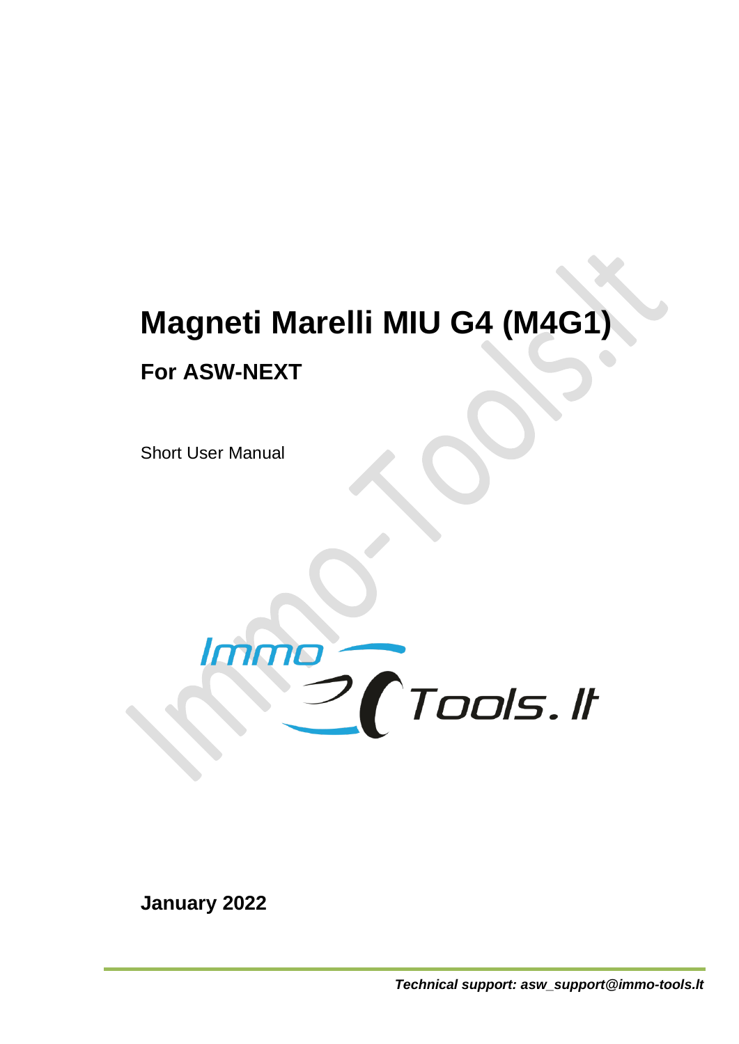# Magneti Marelli MIU G4 (M4G1)

## For ASW-NEXT

Short User Manual

**January 2022**

***Technical support: asw_support@immo-tools.lt***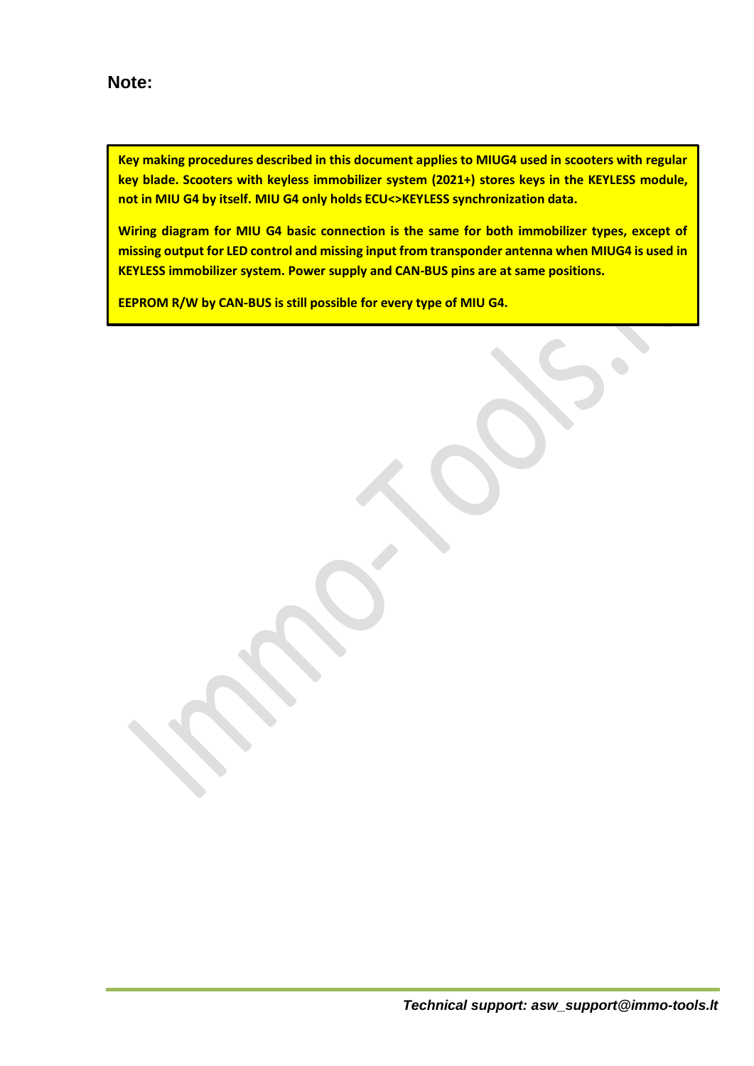**Note:**

**Key making procedures described in this document applies to MIUG4 used in scooters with regular key blade. Scooters with keyless immobilizer system (2021+) stores keys in the KEYLESS module, not in MIU G4 by itself. MIU G4 only holds ECU<>KEYLESS synchronization data.**

**Wiring diagram for MIU G4 basic connection is the same for both immobilizer types, except of missing output for LED control and missing input from transponder antenna when MIUG4 is used in KEYLESS immobilizer system. Power supply and CAN-BUS pins are at same positions.**

**EEPROM R/W by CAN-BUS is still possible for every type of MIU G4.**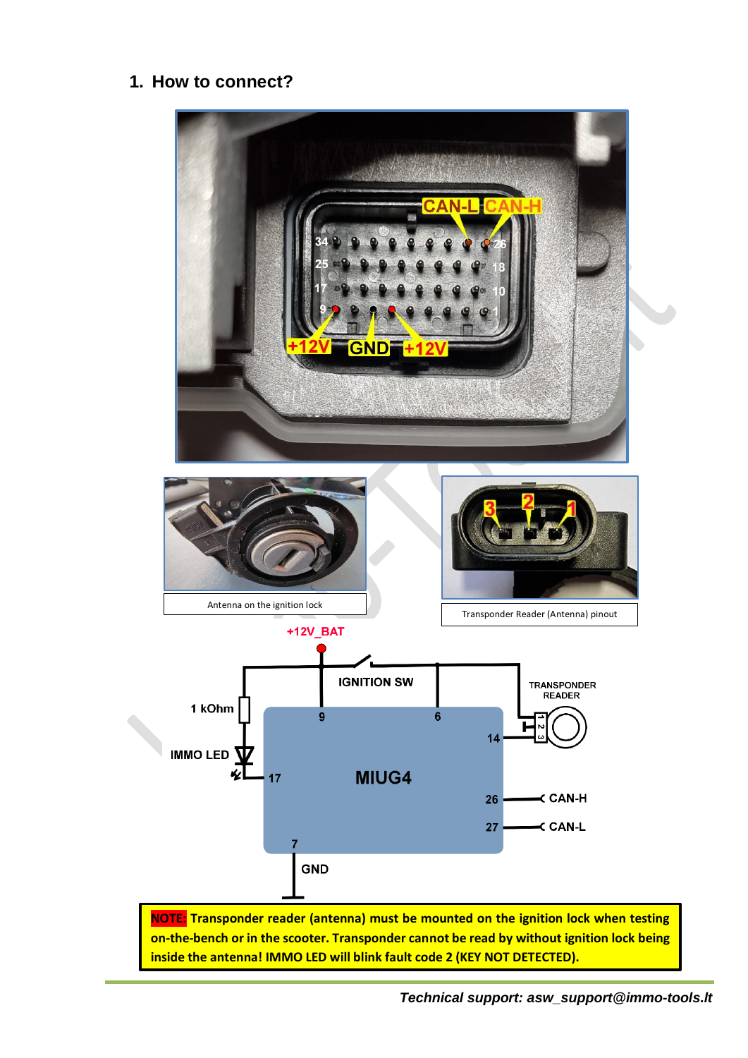## 1. How to connect?

Antenna on the ignition lock

Transponder Reader (Antenna) pinout

**NOTE: Transponder reader (antenna) must be mounted on the ignition lock when testing on-the-bench or in the scooter. Transponder cannot be read by without ignition lock being inside the antenna! IMMO LED will blink fault code 2 (KEY NOT DETECTED).**

***Technical support: asw_support@immo-tools.lt***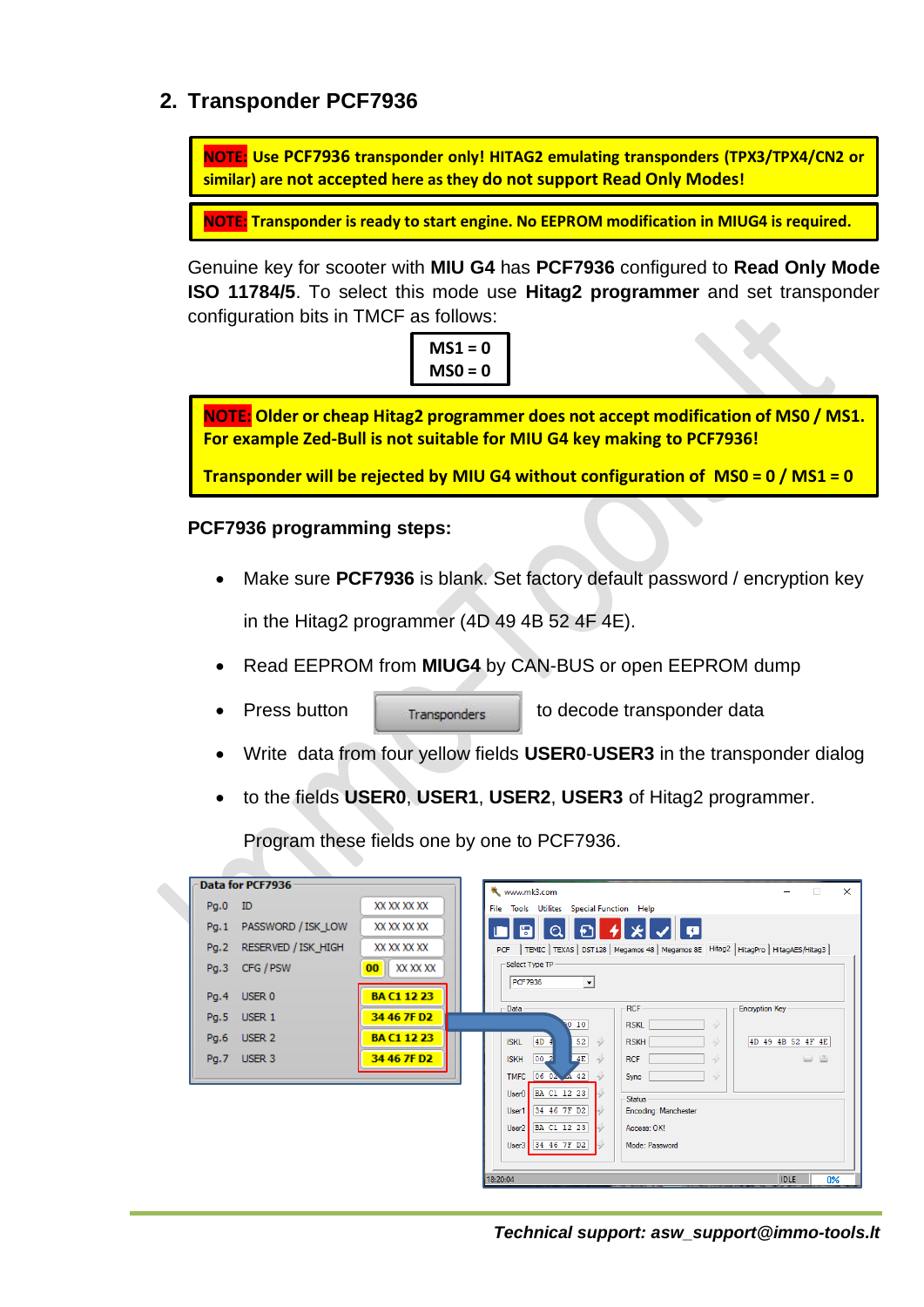## 2. Transponder PCF7936

**NOTE: Use PCF7936 transponder only! HITAG2 emulating transponders (TPX3/TPX4/CN2 or similar) are not accepted here as they do not support Read Only Modes!**

**NOTE: Transponder is ready to start engine. No EEPROM modification in MIUG4 is required.**

Genuine key for scooter with **MIU G4** has **PCF7936** configured to **Read Only Mode ISO 11784/5**. To select this mode use **Hitag2 programmer** and set transponder configuration bits in TMCF as follows:

**MS1 = 0**
**MS0 = 0**

**NOTE: Older or cheap Hitag2 programmer does not accept modification of MS0 / MS1. For example Zed-Bull is not suitable for MIU G4 key making to PCF7936!**

**Transponder will be rejected by MIU G4 without configuration of MS0 = 0 / MS1 = 0**

**PCF7936 programming steps:**

- Make sure **PCF7936** is blank. Set factory default password / encryption key in the Hitag2 programmer (4D 49 4B 52 4F 4E).
- Read EEPROM from **MIUG4** by CAN-BUS or open EEPROM dump
- Press button Transponders to decode transponder data
- Write data from four yellow fields **USER0**-**USER3** in the transponder dialog
- to the fields **USER0**, **USER1**, **USER2**, **USER3** of Hitag2 programmer.

  Program these fields one by one to PCF7936.

**Data for PCF7936**

| Page | Field | Value |
|---|---|---|
| Pg.0 | ID | XX XX XX XX |
| Pg.1 | PASSWORD / ISK_LOW | XX XX XX XX |
| Pg.2 | RESERVED / ISK_HIGH | XX XX XX XX |
| Pg.3 | CFG / PSW | 00 XX XX XX |
| Pg.4 | USER 0 | BA C1 12 23 |
| Pg.5 | USER 1 | 34 46 7F D2 |
| Pg.6 | USER 2 | BA C1 12 23 |
| Pg.7 | USER 3 | 34 46 7F D2 |

Hitag2 programmer: Select Type TP: PCF7936; Encryption Key: 4D 49 4B 52 4F 4E; User0: BA C1 12 23; User1: 34 46 7F D2; User2: BA C1 12 23; User3: 34 46 7F D2; Status: Encoding: Manchester, Access: OK!, Mode: Password

*Technical support: asw_support@immo-tools.lt*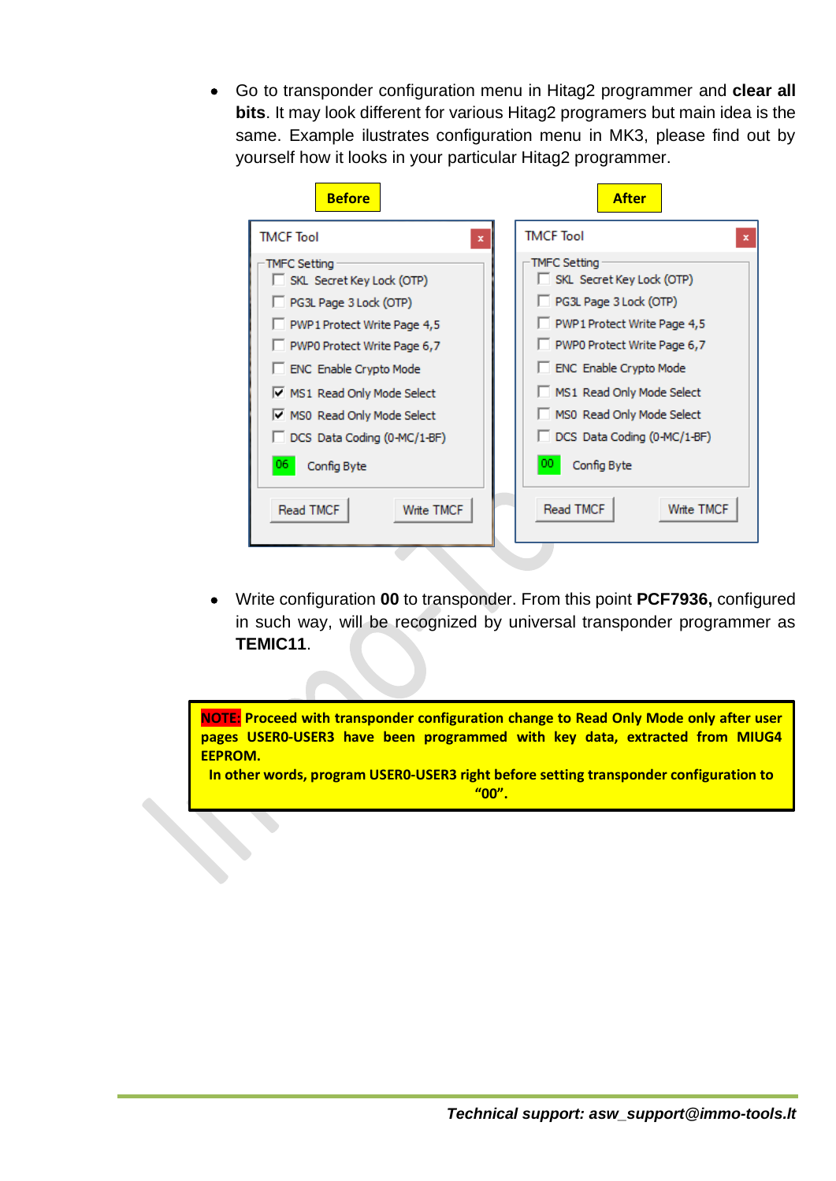- Go to transponder configuration menu in Hitag2 programmer and **clear all bits**. It may look different for various Hitag2 programers but main idea is the same. Example ilustrates configuration menu in MK3, please find out by yourself how it looks in your particular Hitag2 programmer.

**Before**

TMCF Tool

TMFC Setting
- [ ] SKL Secret Key Lock (OTP)
- [ ] PG3L Page 3 Lock (OTP)
- [ ] PWP1 Protect Write Page 4,5
- [ ] PWP0 Protect Write Page 6,7
- [ ] ENC Enable Crypto Mode
- [x] MS1 Read Only Mode Select
- [x] MS0 Read Only Mode Select
- [ ] DCS Data Coding (0-MC/1-BF)

06 Config Byte

Read TMCF | Write TMCF

**After**

TMCF Tool

TMFC Setting
- [ ] SKL Secret Key Lock (OTP)
- [ ] PG3L Page 3 Lock (OTP)
- [ ] PWP1 Protect Write Page 4,5
- [ ] PWP0 Protect Write Page 6,7
- [ ] ENC Enable Crypto Mode
- [ ] MS1 Read Only Mode Select
- [ ] MS0 Read Only Mode Select
- [ ] DCS Data Coding (0-MC/1-BF)

00 Config Byte

Read TMCF | Write TMCF

- Write configuration **00** to transponder. From this point **PCF7936,** configured in such way, will be recognized by universal transponder programmer as **TEMIC11**.

**NOTE: Proceed with transponder configuration change to Read Only Mode only after user pages USER0-USER3 have been programmed with key data, extracted from MIUG4 EEPROM.**

**In other words, program USER0-USER3 right before setting transponder configuration to "00".**

***Technical support: asw_support@immo-tools.lt***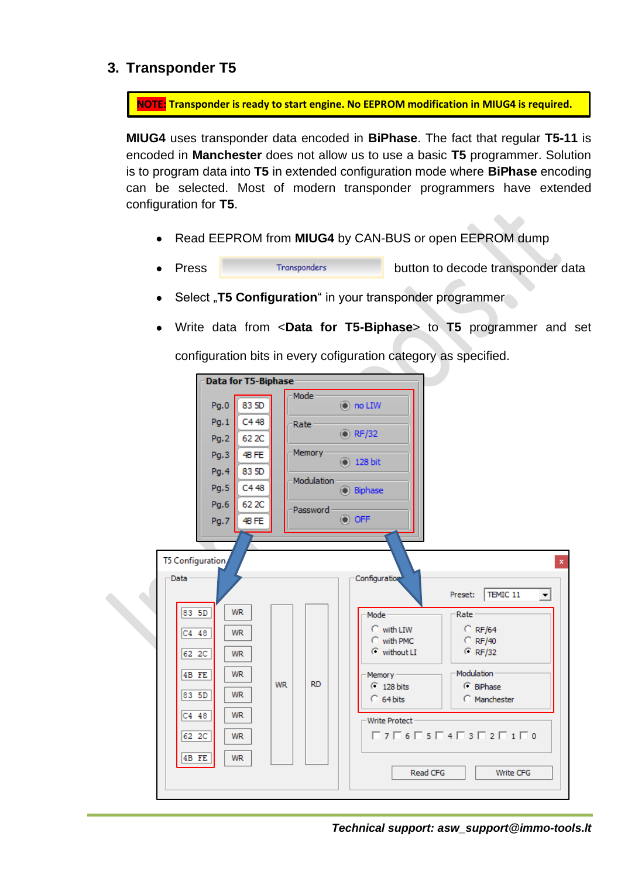## 3. Transponder T5

**NOTE: Transponder is ready to start engine. No EEPROM modification in MIUG4 is required.**

**MIUG4** uses transponder data encoded in **BiPhase**. The fact that regular **T5-11** is encoded in **Manchester** does not allow us to use a basic **T5** programmer. Solution is to program data into **T5** in extended configuration mode where **BiPhase** encoding can be selected. Most of modern transponder programmers have extended configuration for **T5**.

- Read EEPROM from **MIUG4** by CAN-BUS or open EEPROM dump
- Press [Transponders] button to decode transponder data
- Select „**T5 Configuration**" in your transponder programmer
- Write data from <**Data for T5-Biphase**> to **T5** programmer and set configuration bits in every cofiguration category as specified.

**Data for T5-Biphase**

| Page | Data |
|---|---|
| Pg.0 | 83 5D |
| Pg.1 | C4 48 |
| Pg.2 | 62 2C |
| Pg.3 | 4B FE |
| Pg.4 | 83 5D |
| Pg.5 | C4 48 |
| Pg.6 | 62 2C |
| Pg.7 | 4B FE |

| Setting | Value |
|---|---|
| Mode | no LIW |
| Rate | RF/32 |
| Memory | 128 bit |
| Modulation | Biphase |
| Password | OFF |

**T5 Configuration**

Data: 83 5D, C4 48, 62 2C, 4B FE, 83 5D, C4 48, 62 2C, 4B FE

Configuration — Preset: TEMIC 11

- Mode: with LIW / with PMC / **without LI** (selected)
- Rate: RF/64 / RF/40 / **RF/32** (selected)
- Memory: **128 bits** (selected) / 64 bits
- Modulation: **BiPhase** (selected) / Manchester
- Write Protect: 7 6 5 4 3 2 1 0 (none selected)

Read CFG | Write CFG

*Technical support: asw_support@immo-tools.lt*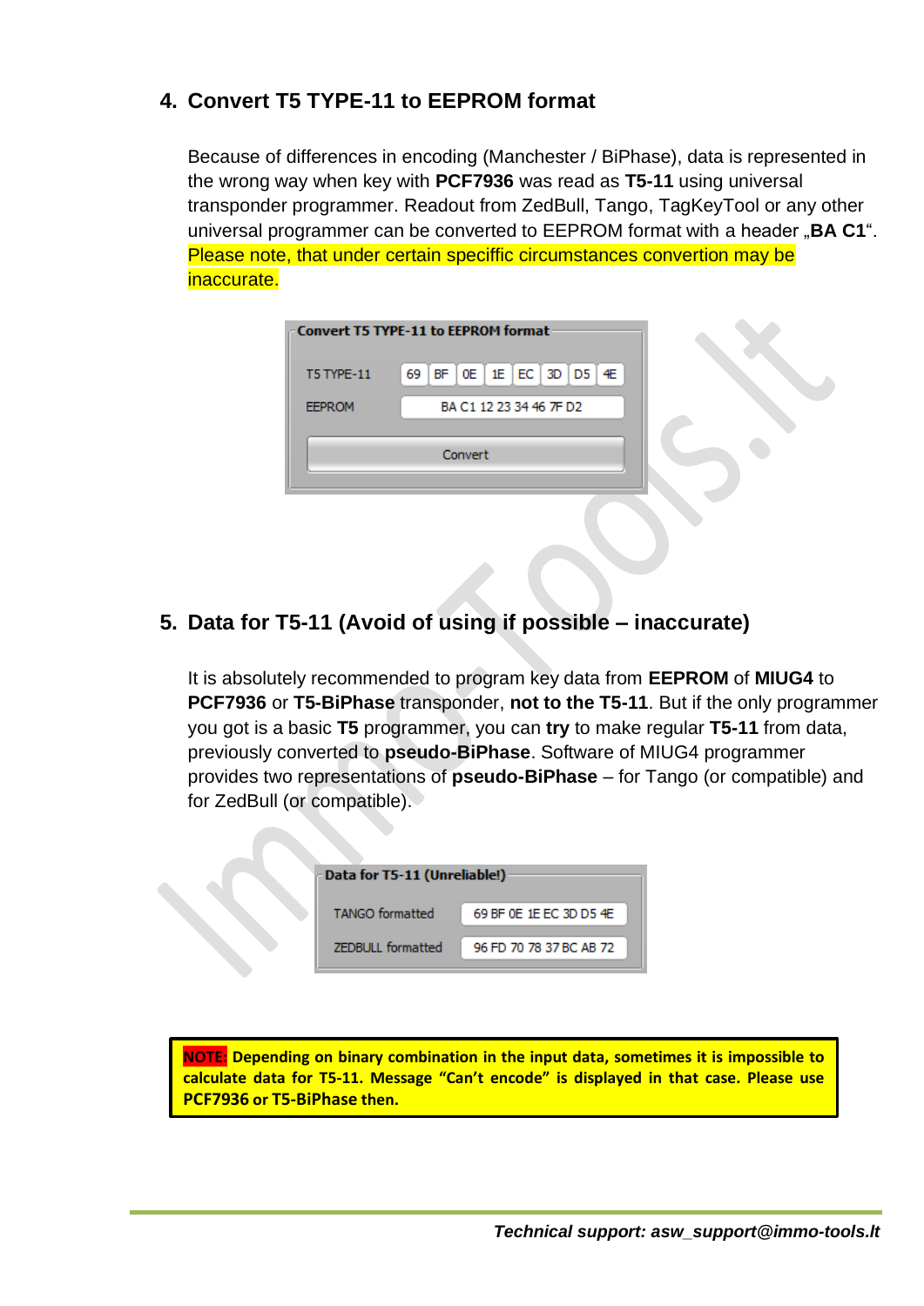## 4. Convert T5 TYPE-11 to EEPROM format

Because of differences in encoding (Manchester / BiPhase), data is represented in the wrong way when key with **PCF7936** was read as **T5-11** using universal transponder programmer. Readout from ZedBull, Tango, TagKeyTool or any other universal programmer can be converted to EEPROM format with a header „**BA C1**". Please note, that under certain speciffic circumstances convertion may be inaccurate.

**Convert T5 TYPE-11 to EEPROM format**

| | |
|---|---|
| T5 TYPE-11 | 69 BF 0E 1E EC 3D D5 4E |
| EEPROM | BA C1 12 23 34 46 7F D2 |

Convert

## 5. Data for T5-11 (Avoid of using if possible – inaccurate)

It is absolutely recommended to program key data from **EEPROM** of **MIUG4** to **PCF7936** or **T5-BiPhase** transponder, **not to the T5-11**. But if the only programmer you got is a basic **T5** programmer, you can **try** to make regular **T5-11** from data, previously converted to **pseudo-BiPhase**. Software of MIUG4 programmer provides two representations of **pseudo-BiPhase** – for Tango (or compatible) and for ZedBull (or compatible).

**Data for T5-11 (Unreliable!)**

| | |
|---|---|
| TANGO formatted | 69 BF 0E 1E EC 3D D5 4E |
| ZEDBULL formatted | 96 FD 70 78 37 BC AB 72 |

**NOTE: Depending on binary combination in the input data, sometimes it is impossible to calculate data for T5-11. Message "Can't encode" is displayed in that case. Please use PCF7936 or T5-BiPhase then.**

*Technical support: asw_support@immo-tools.lt*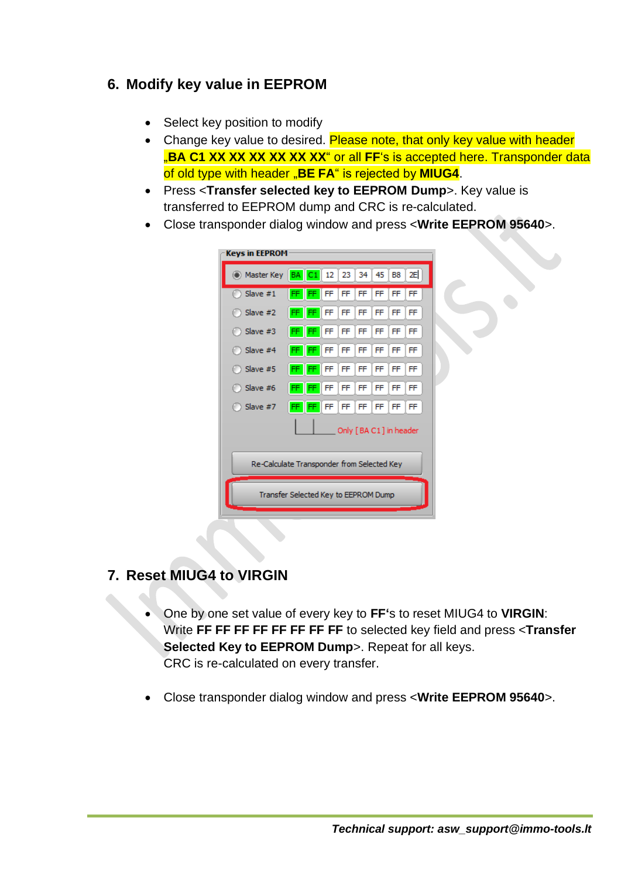## 6. Modify key value in EEPROM

- Select key position to modify
- Change key value to desired. Please note, that only key value with header „**BA C1 XX XX XX XX XX XX**“ or all **FF**'s is accepted here. Transponder data of old type with header „**BE FA**“ is rejected by **MIUG4**.
- Press <**Transfer selected key to EEPROM Dump**>. Key value is transferred to EEPROM dump and CRC is re-calculated.
- Close transponder dialog window and press <**Write EEPROM 95640**>.

## 7. Reset MIUG4 to VIRGIN

- One by one set value of every key to **FF'**s to reset MIUG4 to **VIRGIN**:
  Write **FF FF FF FF FF FF FF FF** to selected key field and press <**Transfer Selected Key to EEPROM Dump**>. Repeat for all keys.
  CRC is re-calculated on every transfer.

- Close transponder dialog window and press <**Write EEPROM 95640**>.

***Technical support: asw_support@immo-tools.lt***